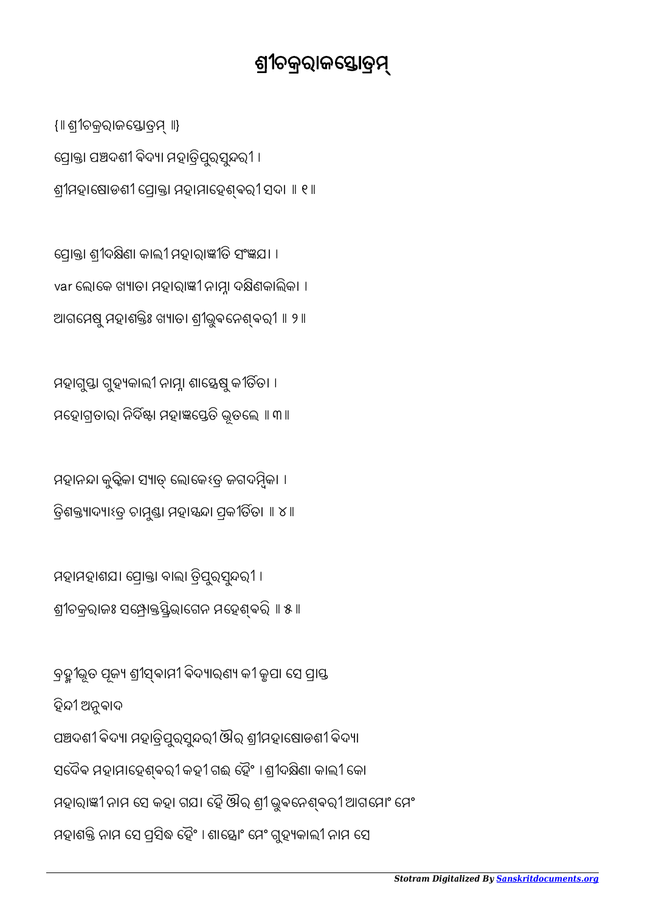# ଶ୍ରୀଚକ୍ରରାଜସ୍ତୋତ୍ରମ୍

{॥ ଶ୍ରୀଚକ୍ରରାଜସ୍ତୋତ୍ରମ୍ ॥}

ପ୍ରୋକ୍ତା ପଞ୍ଚଦଶୀ ବିଦ୍ୟା ମହାତ୍ରିପୁରସୁନ୍ଦରୀ ।
ଶ୍ରୀମହାଷୋଡଶୀ ପ୍ରୋକ୍ତା ମହାମାହେଶ୍ଵରୀ ସଦା ॥ ୧॥

ପ୍ରୋକ୍ତା ଶ୍ରୀଦକ୍ଷିଣା କାଲୀ ମହାରାଜ୍ଞୀତି ସଂଜ୍ଞଯା ।
var ଲୋକେ ଖ୍ୟାତା ମହାରାଜ୍ଞୀ ନାମ୍ନା ଦକ୍ଷିଣକାଲିକା ।
ଆଗମେଷୁ ମହାଶକ୍ତିଃ ଖ୍ୟାତା ଶ୍ରୀଭୁବନେଶ୍ଵରୀ ॥ ୨॥

ମହାଗୁପ୍ତା ଗୁହ୍ୟକାଲୀ ନାମ୍ନା ଶାସ୍ତ୍ରେଷୁ କୀର୍ତିତା ।
ମହୋଗ୍ରତାରା ନିର୍ଦିଷ୍ଟା ମହାଜ୍ଞପ୍ତେତି ଭୂତଲେ ॥ ୩॥

ମହାନନ୍ଦା କୁବ୍ଜିକା ସ୍ୟାତ୍ ଲୋକେଽତ୍ର ଜଗଦମ୍ବିକା ।
ତ୍ରିଶକ୍ତ୍ୟାଦ୍ୟାଽତ୍ର ଚାମୁଣ୍ଡା ମହାସ୍ପନ୍ଦା ପ୍ରକୀର୍ତିତା ॥ ୪॥

ମହାମହାଶଯା ପ୍ରୋକ୍ତା ବାଲା ତ୍ରିପୁରସୁନ୍ଦରୀ ।
ଶ୍ରୀଚକ୍ରରାଜଃ ସମ୍ପ୍ରୋକ୍ତସ୍ତ୍ରିଭାଗେନ ମହେଶ୍ଵରି ॥ ୫॥

ବ୍ରହ୍ମୀଭୂତ ପୂଜ୍ୟ ଶ୍ରୀସ୍ଵାମୀ ବିଦ୍ୟାରଣ୍ୟ କୀ କୃପା ସେ ପ୍ରାପ୍ତ
ହିନ୍ଦୀ ଅନୁବାଦ
ପଞ୍ଚଦଶୀ ବିଦ୍ୟା ମହାତ୍ରିପୁରସୁନ୍ଦରୀ ଔର ଶ୍ରୀମହାଷୋଡଶୀ ବିଦ୍ୟା
ସଦୈଵ ମହାମାହେଶ୍ଵରୀ କହୀ ଗଈ ହୈଂ । ଶ୍ରୀଦକ୍ଷିଣା କାଲୀ କୋ
ମହାରାଜ୍ଞୀ ନାମ ସେ କହା ଗଯା ହୈ ଔର ଶ୍ରୀ ଭୁଵନେଶ୍ଵରୀ ଆଗମୋଂ ମେଂ
ମହାଶକ୍ତି ନାମ ସେ ପ୍ରସିଦ୍ଧ ହୈଂ । ଶାସ୍ତ୍ରୋଂ ମେଂ ଗୁହ୍ୟକାଲୀ ନାମ ସେ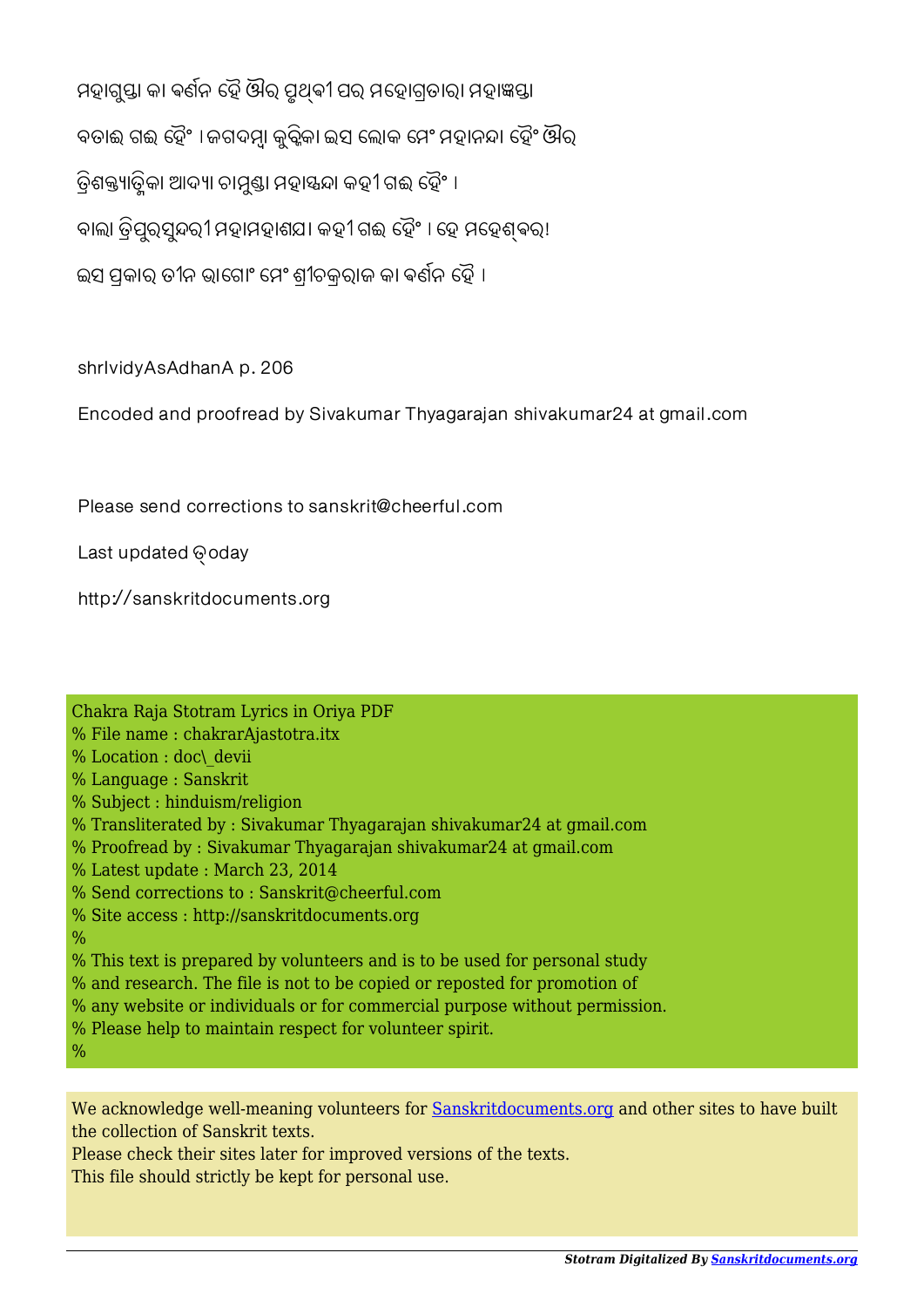ମହାଗୁପ୍ତା କା ବର୍ଣନ ହୈ ଔର୍ ପୃଥ୍ଵୀ ପର୍ ମହୋଗ୍ରତାରା ମହାଙ୍କୁଷା
ବତାଇ ଗଈ ହୈଂ । ଜଗଦମ୍ବା କୁବ୍ଜିକା ଇସ ଲୋକ ମେଂ ମହାନନ୍ଦା ହୈଂ ଔର୍
ତ୍ରିଶକ୍ତ୍ୟାତ୍ମିକା ଆଦ୍ୟା ଚାମୁଣ୍ଡା ମହାସ୍କନ୍ଦା କହୀ ଗଈ ହୈଂ ।
ବାଲା ତ୍ରିପୁରସୁନ୍ଦରୀ ମହାମହାଶଯା କହୀ ଗଈ ହୈଂ । ହେ ମହେଶ୍ଵର!
ଇସ ପ୍ରକାର୍ ତୀନ ଭାଗୋଂ ମେଂ ଶ୍ରୀଚକ୍ରରାଜ କା ବର୍ଣନ ହୈ ।

shrIvidyAsAdhanA p. 206

Encoded and proofread by Sivakumar Thyagarajan shivakumar24 at gmail.com

Please send corrections to sanskrit@cheerful.com

Last updated ତ୍oday

http://sanskritdocuments.org

Chakra Raja Stotram Lyrics in Oriya PDF
% File name : chakrarAjastotra.itx
% Location : doc\_devii
% Language : Sanskrit
% Subject : hinduism/religion
% Transliterated by : Sivakumar Thyagarajan shivakumar24 at gmail.com
% Proofread by : Sivakumar Thyagarajan shivakumar24 at gmail.com
% Latest update : March 23, 2014
% Send corrections to : Sanskrit@cheerful.com
% Site access : http://sanskritdocuments.org
%
% This text is prepared by volunteers and is to be used for personal study
% and research. The file is not to be copied or reposted for promotion of
% any website or individuals or for commercial purpose without permission.
% Please help to maintain respect for volunteer spirit.
%

We acknowledge well-meaning volunteers for Sanskritdocuments.org and other sites to have built the collection of Sanskrit texts.
Please check their sites later for improved versions of the texts.
This file should strictly be kept for personal use.